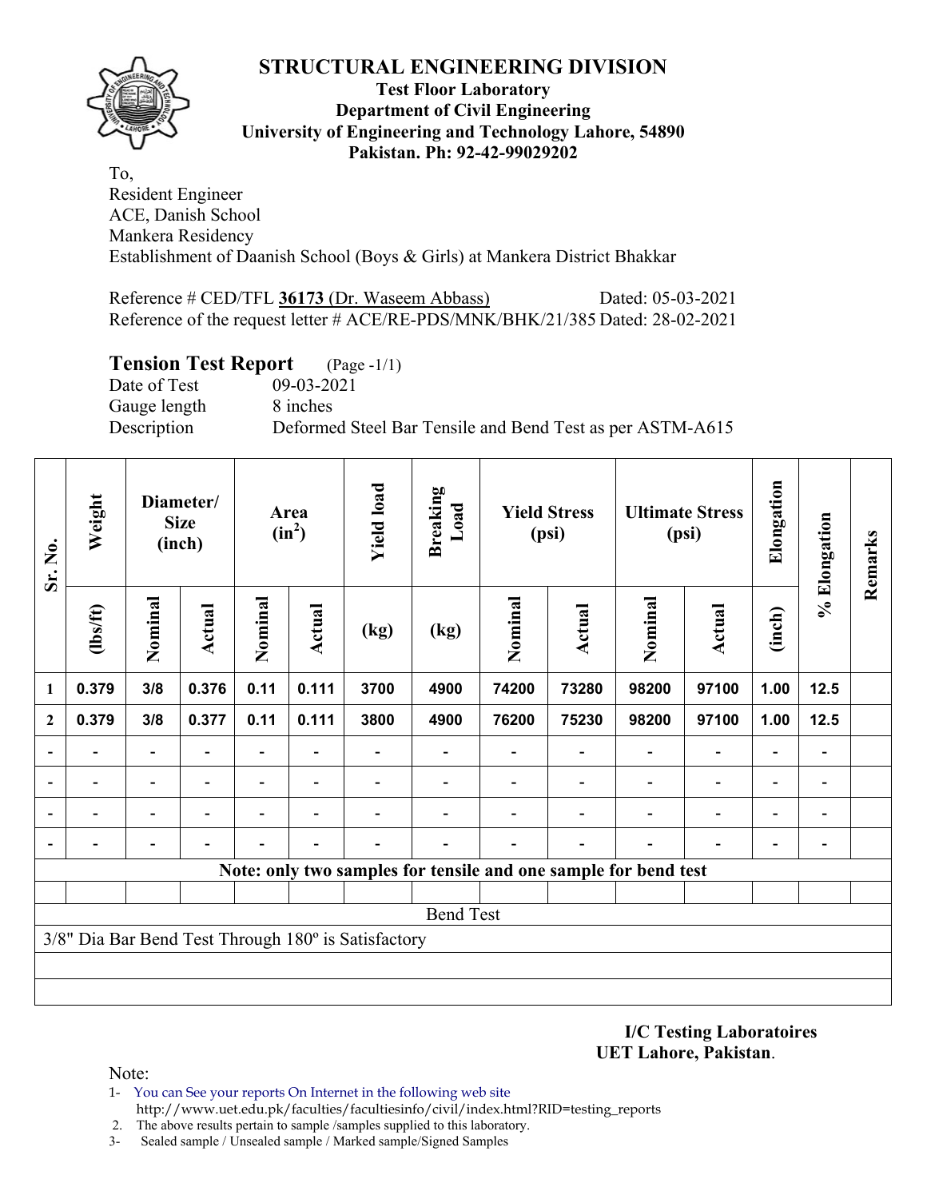# STRUCTURAL ENGINEERING DIVISION

**Test Floor Laboratory**
**Department of Civil Engineering**
**University of Engineering and Technology Lahore, 54890**
**Pakistan. Ph: 92-42-99029202**

To,
Resident Engineer
ACE, Danish School
Mankera Residency
Establishment of Daanish School (Boys & Girls) at Mankera District Bhakkar

Reference # CED/TFL **36173** (Dr. Waseem Abbass) Dated: 05-03-2021
Reference of the request letter # ACE/RE-PDS/MNK/BHK/21/385 Dated: 28-02-2021

## Tension Test Report (Page -1/1)

Date of Test 09-03-2021
Gauge length 8 inches
Description Deformed Steel Bar Tensile and Bend Test as per ASTM-A615

| Sr. No. | Weight | Diameter/ Size (inch) | | Area ($in^2$) | | Yield load | Breaking Load | Yield Stress (psi) | | Ultimate Stress (psi) | | Elongation | % Elongation | Remarks |
|---|---|---|---|---|---|---|---|---|---|---|---|---|---|---|
| | (lbs/ft) | Nominal | Actual | Nominal | Actual | (kg) | (kg) | Nominal | Actual | Nominal | Actual | (inch) | | |
| 1 | 0.379 | 3/8 | 0.376 | 0.11 | 0.111 | 3700 | 4900 | 74200 | 73280 | 98200 | 97100 | 1.00 | 12.5 | |
| 2 | 0.379 | 3/8 | 0.377 | 0.11 | 0.111 | 3800 | 4900 | 76200 | 75230 | 98200 | 97100 | 1.00 | 12.5 | |
| - | - | - | - | - | - | - | - | - | - | - | - | - | - | |
| - | - | - | - | - | - | - | - | - | - | - | - | - | - | |
| - | - | - | - | - | - | - | - | - | - | - | - | - | - | |
| - | - | - | - | - | - | - | - | - | - | - | - | - | - | |
| **Note: only two samples for tensile and one sample for bend test** | | | | | | | | | | | | | | |
| Bend Test | | | | | | | | | | | | | | |
| 3/8" Dia Bar Bend Test Through 180º is Satisfactory | | | | | | | | | | | | | | |

**I/C Testing Laboratoires**
**UET Lahore, Pakistan**.

Note:
1- You can See your reports On Internet in the following web site
http://www.uet.edu.pk/faculties/facultiesinfo/civil/index.html?RID=testing_reports
2. The above results pertain to sample /samples supplied to this laboratory.
3- Sealed sample / Unsealed sample / Marked sample/Signed Samples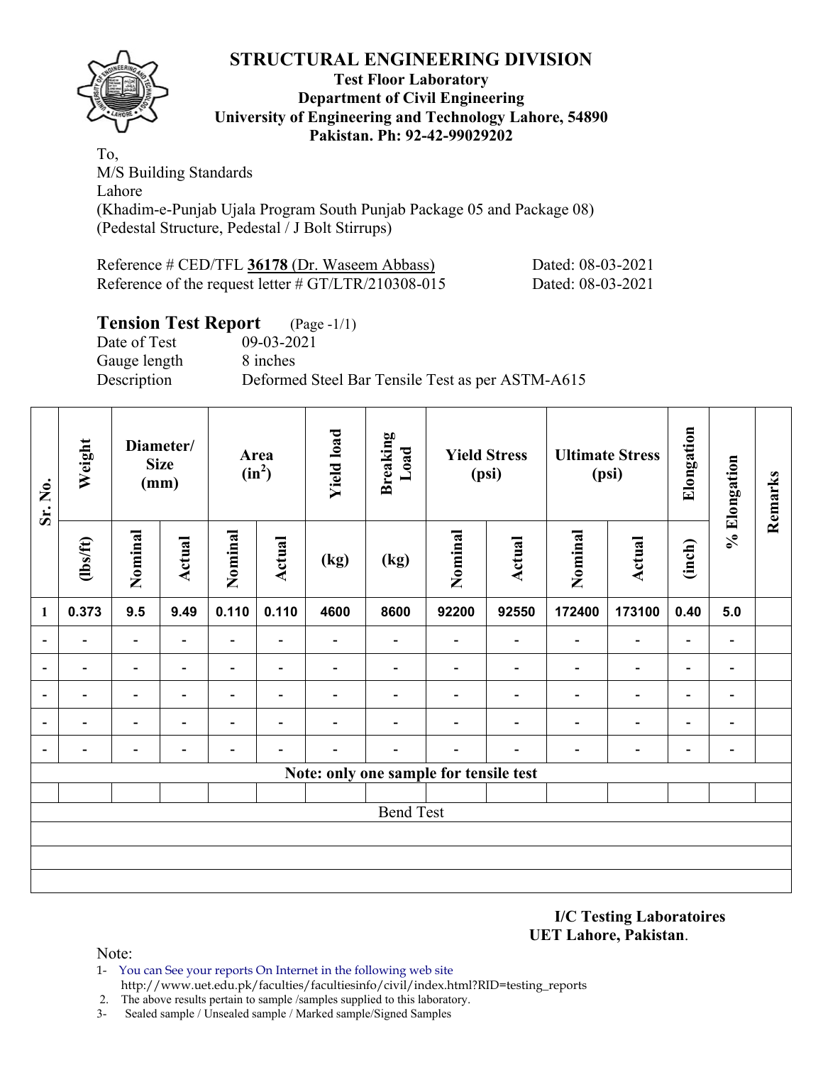# STRUCTURAL ENGINEERING DIVISION

**Test Floor Laboratory**
**Department of Civil Engineering**
**University of Engineering and Technology Lahore, 54890**
**Pakistan. Ph: 92-42-99029202**

To,
M/S Building Standards
Lahore
(Khadim-e-Punjab Ujala Program South Punjab Package 05 and Package 08)
(Pedestal Structure, Pedestal / J Bolt Stirrups)

Reference # CED/TFL **36178** (Dr. Waseem Abbass) Dated: 08-03-2021
Reference of the request letter # GT/LTR/210308-015 Dated: 08-03-2021

## Tension Test Report (Page -1/1)

Date of Test 09-03-2021
Gauge length 8 inches
Description Deformed Steel Bar Tensile Test as per ASTM-A615

| Sr. No. | Weight | Diameter/ Size (mm) | | Area ($in^2$) | | Yield load | Breaking Load | Yield Stress (psi) | | Ultimate Stress (psi) | | Elongation | % Elongation | Remarks |
|---|---|---|---|---|---|---|---|---|---|---|---|---|---|---|
| | (lbs/ft) | Nominal | Actual | Nominal | Actual | (kg) | (kg) | Nominal | Actual | Nominal | Actual | (inch) | | |
| 1 | 0.373 | 9.5 | 9.49 | 0.110 | 0.110 | 4600 | 8600 | 92200 | 92550 | 172400 | 173100 | 0.40 | 5.0 | |
| - | - | - | - | - | - | - | - | - | - | - | - | - | - | |
| - | - | - | - | - | - | - | - | - | - | - | - | - | - | |
| - | - | - | - | - | - | - | - | - | - | - | - | - | - | |
| - | - | - | - | - | - | - | - | - | - | - | - | - | - | |
| - | - | - | - | - | - | - | - | - | - | - | - | - | - | |
| Note: only one sample for tensile test | | | | | | | | | | | | | | |
| | | | | | | | | | | | | | | |
| Bend Test | | | | | | | | | | | | | | |

**I/C Testing Laboratoires**
**UET Lahore, Pakistan.**

Note:
1- You can See your reports On Internet in the following web site
http://www.uet.edu.pk/faculties/facultiesinfo/civil/index.html?RID=testing_reports
2. The above results pertain to sample /samples supplied to this laboratory.
3- Sealed sample / Unsealed sample / Marked sample/Signed Samples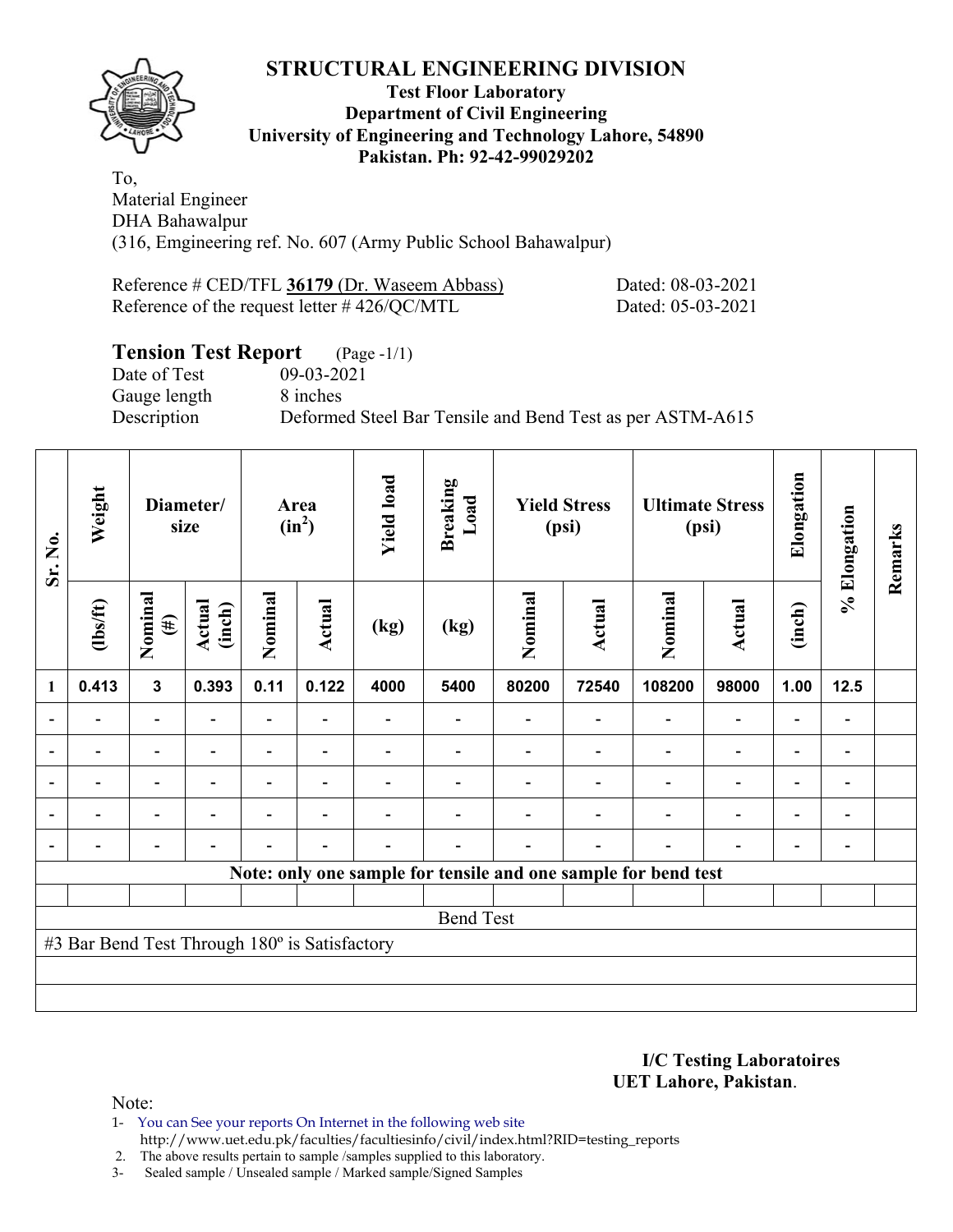# STRUCTURAL ENGINEERING DIVISION

**Test Floor Laboratory**
**Department of Civil Engineering**
**University of Engineering and Technology Lahore, 54890**
**Pakistan. Ph: 92-42-99029202**

To,
Material Engineer
DHA Bahawalpur
(316, Emgineering ref. No. 607 (Army Public School Bahawalpur)

Reference # CED/TFL **36179** (Dr. Waseem Abbass) Dated: 08-03-2021
Reference of the request letter # 426/QC/MTL Dated: 05-03-2021

## Tension Test Report (Page -1/1)

Date of Test 09-03-2021
Gauge length 8 inches
Description Deformed Steel Bar Tensile and Bend Test as per ASTM-A615

| Sr. No. | Weight | Diameter/ size | | Area ($in^2$) | | Yield load | Breaking Load | Yield Stress (psi) | | Ultimate Stress (psi) | | Elongation | % Elongation | Remarks |
|---|---|---|---|---|---|---|---|---|---|---|---|---|---|---|
| | (lbs/ft) | Nominal (#) | Actual (inch) | Nominal | Actual | (kg) | (kg) | Nominal | Actual | Nominal | Actual | (inch) | | |
| 1 | 0.413 | 3 | 0.393 | 0.11 | 0.122 | 4000 | 5400 | 80200 | 72540 | 108200 | 98000 | 1.00 | 12.5 | |
| - | - | - | - | - | - | - | - | - | - | - | - | - | - | |
| - | - | - | - | - | - | - | - | - | - | - | - | - | - | |
| - | - | - | - | - | - | - | - | - | - | - | - | - | - | |
| - | - | - | - | - | - | - | - | - | - | - | - | - | - | |
| - | - | - | - | - | - | - | - | - | - | - | - | - | - | |

**Note: only one sample for tensile and one sample for bend test**

Bend Test

#3 Bar Bend Test Through 180º is Satisfactory

**I/C Testing Laboratoires**
**UET Lahore, Pakistan**.

Note:

1- You can See your reports On Internet in the following web site
http://www.uet.edu.pk/faculties/facultiesinfo/civil/index.html?RID=testing_reports
2. The above results pertain to sample /samples supplied to this laboratory.
3- Sealed sample / Unsealed sample / Marked sample/Signed Samples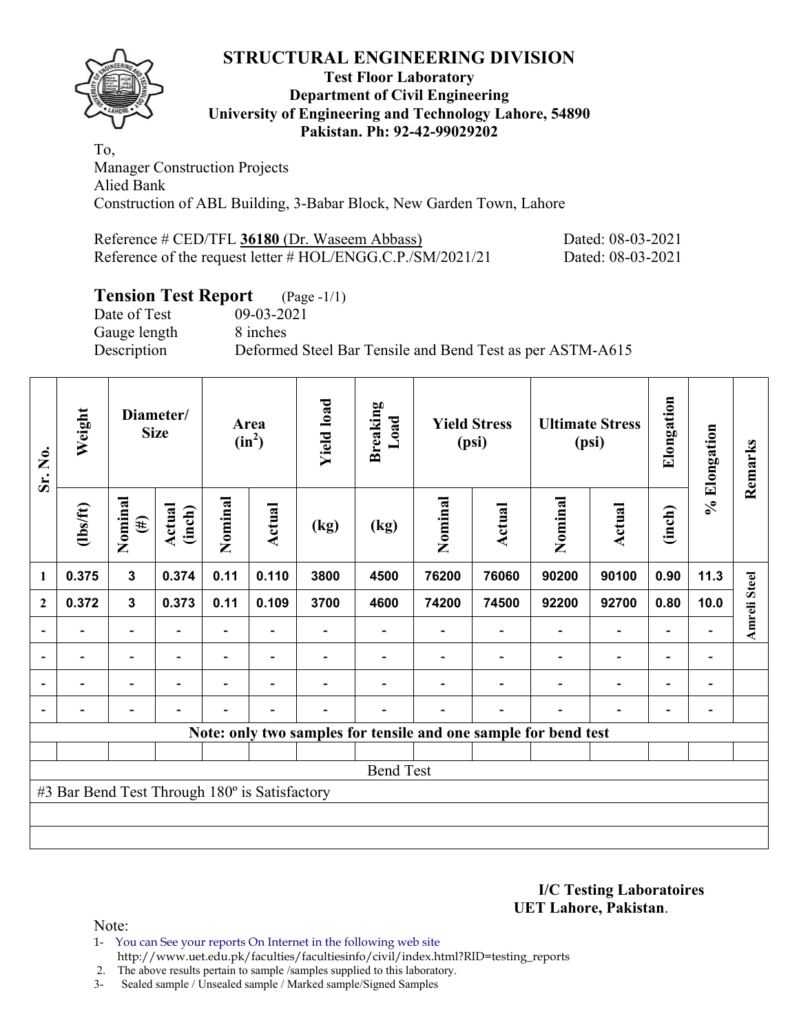# STRUCTURAL ENGINEERING DIVISION

**Test Floor Laboratory**
**Department of Civil Engineering**
**University of Engineering and Technology Lahore, 54890**
**Pakistan. Ph: 92-42-99029202**

To,
Manager Construction Projects
Alied Bank
Construction of ABL Building, 3-Babar Block, New Garden Town, Lahore

Reference # CED/TFL **36180** (Dr. Waseem Abbass) Dated: 08-03-2021
Reference of the request letter # HOL/ENGG.C.P./SM/2021/21 Dated: 08-03-2021

## Tension Test Report (Page -1/1)

Date of Test 09-03-2021
Gauge length 8 inches
Description Deformed Steel Bar Tensile and Bend Test as per ASTM-A615

| Sr. No. | Weight | Diameter/ Size | | Area ($in^2$) | | Yield load | Breaking Load | Yield Stress (psi) | | Ultimate Stress (psi) | | Elongation | % Elongation | Remarks |
|---|---|---|---|---|---|---|---|---|---|---|---|---|---|---|
| | (lbs/ft) | Nominal (#) | Actual (inch) | Nominal | Actual | (kg) | (kg) | Nominal | Actual | Nominal | Actual | (inch) | | |
| 1 | 0.375 | 3 | 0.374 | 0.11 | 0.110 | 3800 | 4500 | 76200 | 76060 | 90200 | 90100 | 0.90 | 11.3 | Amreli Steel |
| 2 | 0.372 | 3 | 0.373 | 0.11 | 0.109 | 3700 | 4600 | 74200 | 74500 | 92200 | 92700 | 0.80 | 10.0 | |
| - | - | - | - | - | - | - | - | - | - | - | - | - | - | |
| - | - | - | - | - | - | - | - | - | - | - | - | - | - | |
| - | - | - | - | - | - | - | - | - | - | - | - | - | - | |
| - | - | - | - | - | - | - | - | - | - | - | - | - | - | |
| Note: only two samples for tensile and one sample for bend test | | | | | | | | | | | | | | |

Bend Test

#3 Bar Bend Test Through 180º is Satisfactory

**I/C Testing Laboratoires**
**UET Lahore, Pakistan**.

Note:
1- You can See your reports On Internet in the following web site
http://www.uet.edu.pk/faculties/facultiesinfo/civil/index.html?RID=testing_reports
2. The above results pertain to sample /samples supplied to this laboratory.
3- Sealed sample / Unsealed sample / Marked sample/Signed Samples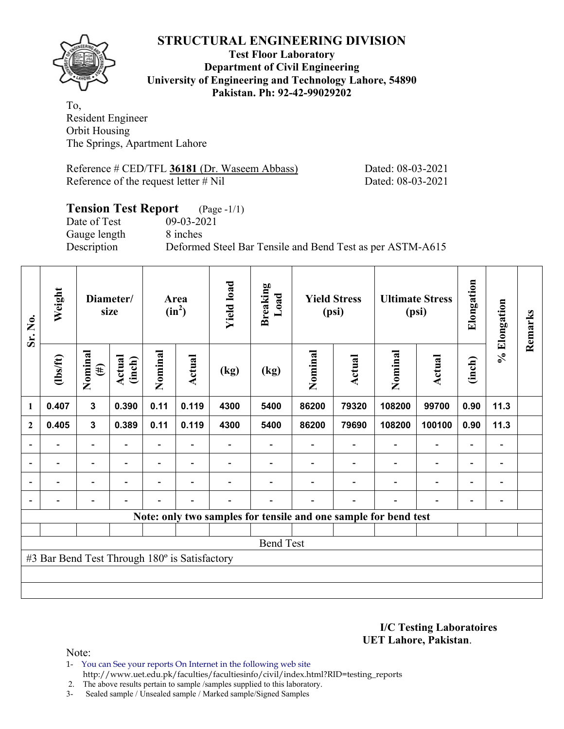# STRUCTURAL ENGINEERING DIVISION

**Test Floor Laboratory**
**Department of Civil Engineering**
**University of Engineering and Technology Lahore, 54890**
**Pakistan. Ph: 92-42-99029202**

To,
Resident Engineer
Orbit Housing
The Springs, Apartment Lahore

Reference # CED/TFL **36181** (Dr. Waseem Abbass) Dated: 08-03-2021
Reference of the request letter # Nil Dated: 08-03-2021

## Tension Test Report (Page -1/1)

Date of Test 09-03-2021
Gauge length 8 inches
Description Deformed Steel Bar Tensile and Bend Test as per ASTM-A615

| Sr. No. | Weight | Diameter/ size | | Area ($in^2$) | | Yield load | Breaking Load | Yield Stress (psi) | | Ultimate Stress (psi) | | Elongation | % Elongation | Remarks |
|---|---|---|---|---|---|---|---|---|---|---|---|---|---|---|
| | (lbs/ft) | Nominal (#) | Actual (inch) | Nominal | Actual | (kg) | (kg) | Nominal | Actual | Nominal | Actual | (inch) | | |
| 1 | 0.407 | 3 | 0.390 | 0.11 | 0.119 | 4300 | 5400 | 86200 | 79320 | 108200 | 99700 | 0.90 | 11.3 | |
| 2 | 0.405 | 3 | 0.389 | 0.11 | 0.119 | 4300 | 5400 | 86200 | 79690 | 108200 | 100100 | 0.90 | 11.3 | |
| - | - | - | - | - | - | - | - | - | - | - | - | - | - | |
| - | - | - | - | - | - | - | - | - | - | - | - | - | - | |
| - | - | - | - | - | - | - | - | - | - | - | - | - | - | |
| - | - | - | - | - | - | - | - | - | - | - | - | - | - | |
| **Note: only two samples for tensile and one sample for bend test** | | | | | | | | | | | | | | |
| Bend Test | | | | | | | | | | | | | | |
| #3 Bar Bend Test Through 180º is Satisfactory | | | | | | | | | | | | | | |

**I/C Testing Laboratoires**
**UET Lahore, Pakistan**.

Note:
1- You can See your reports On Internet in the following web site
http://www.uet.edu.pk/faculties/facultiesinfo/civil/index.html?RID=testing_reports
2. The above results pertain to sample /samples supplied to this laboratory.
3- Sealed sample / Unsealed sample / Marked sample/Signed Samples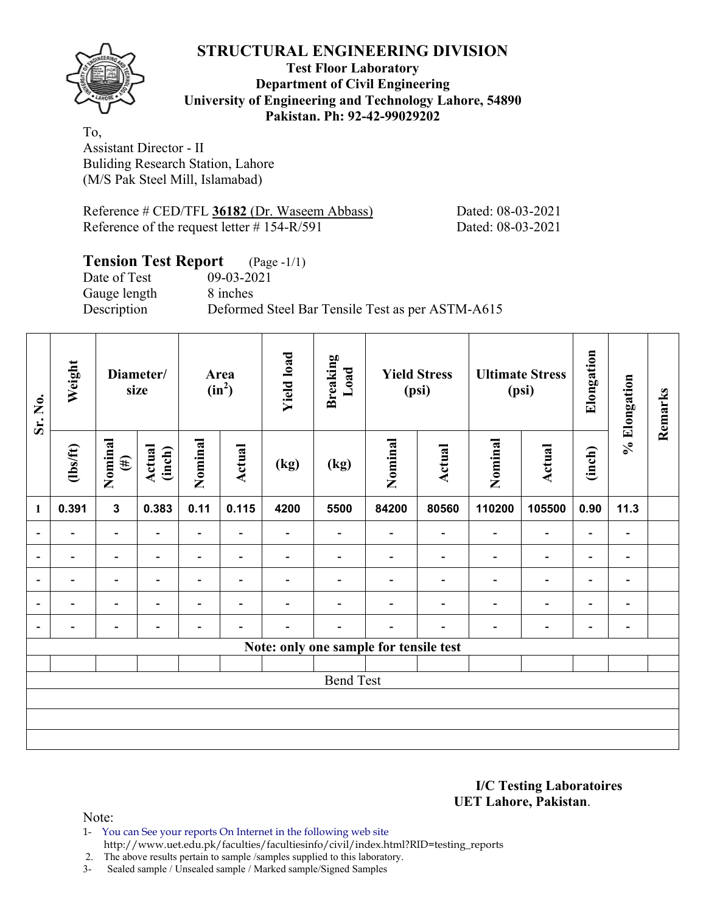# STRUCTURAL ENGINEERING DIVISION

**Test Floor Laboratory**
**Department of Civil Engineering**
**University of Engineering and Technology Lahore, 54890**
**Pakistan. Ph: 92-42-99029202**

To,
Assistant Director - II
Buliding Research Station, Lahore
(M/S Pak Steel Mill, Islamabad)

Reference # CED/TFL **36182** (Dr. Waseem Abbass) Dated: 08-03-2021
Reference of the request letter # 154-R/591 Dated: 08-03-2021

## Tension Test Report (Page -1/1)

Date of Test 09-03-2021
Gauge length 8 inches
Description Deformed Steel Bar Tensile Test as per ASTM-A615

| Sr. No. | Weight | Diameter/ size | | Area ($in^2$) | | Yield load | Breaking Load | Yield Stress (psi) | | Ultimate Stress (psi) | | Elongation | % Elongation | Remarks |
|---|---|---|---|---|---|---|---|---|---|---|---|---|---|---|
| | (lbs/ft) | Nominal (#) | Actual (inch) | Nominal | Actual | (kg) | (kg) | Nominal | Actual | Nominal | Actual | (inch) | | |
| 1 | 0.391 | 3 | 0.383 | 0.11 | 0.115 | 4200 | 5500 | 84200 | 80560 | 110200 | 105500 | 0.90 | 11.3 | |
| - | - | - | - | - | - | - | - | - | - | - | - | - | - | |
| - | - | - | - | - | - | - | - | - | - | - | - | - | - | |
| - | - | - | - | - | - | - | - | - | - | - | - | - | - | |
| - | - | - | - | - | - | - | - | - | - | - | - | - | - | |
| - | - | - | - | - | - | - | - | - | - | - | - | - | - | |
| Note: only one sample for tensile test | | | | | | | | | | | | | | |
| | | | | | | | | | | | | | | |
| Bend Test | | | | | | | | | | | | | | |

**I/C Testing Laboratoires**
**UET Lahore, Pakistan**.

Note:
1- You can See your reports On Internet in the following web site
http://www.uet.edu.pk/faculties/facultiesinfo/civil/index.html?RID=testing_reports
2. The above results pertain to sample /samples supplied to this laboratory.
3- Sealed sample / Unsealed sample / Marked sample/Signed Samples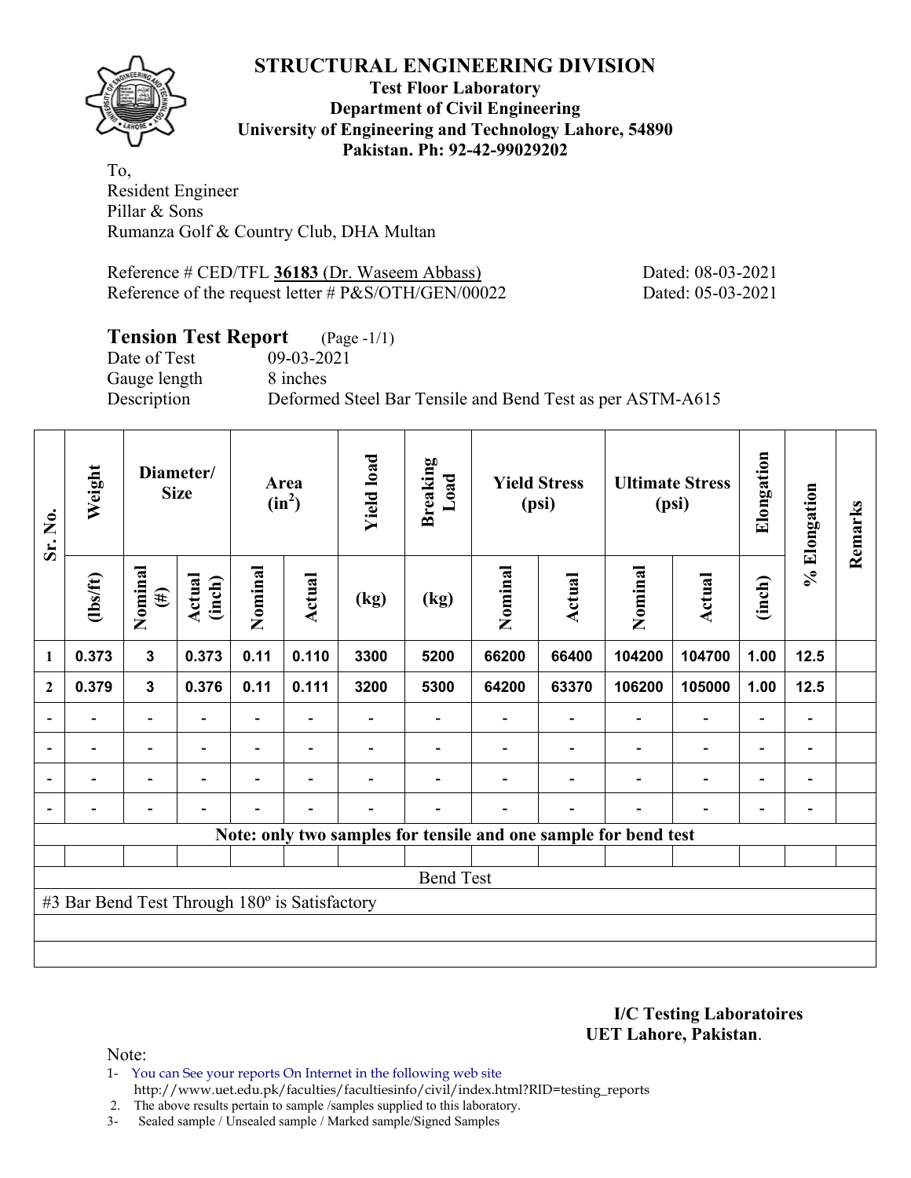# STRUCTURAL ENGINEERING DIVISION

**Test Floor Laboratory**
**Department of Civil Engineering**
**University of Engineering and Technology Lahore, 54890**
**Pakistan. Ph: 92-42-99029202**

To,
Resident Engineer
Pillar & Sons
Rumanza Golf & Country Club, DHA Multan

Reference # CED/TFL **36183** (Dr. Waseem Abbass) Dated: 08-03-2021
Reference of the request letter # P&S/OTH/GEN/00022 Dated: 05-03-2021

## Tension Test Report (Page -1/1)

Date of Test 09-03-2021
Gauge length 8 inches
Description Deformed Steel Bar Tensile and Bend Test as per ASTM-A615

| Sr. No. | Weight | Diameter/ Size | | Area ($in^2$) | | Yield load | Breaking Load | Yield Stress (psi) | | Ultimate Stress (psi) | | Elongation | % Elongation | Remarks |
|---|---|---|---|---|---|---|---|---|---|---|---|---|---|---|
| | (lbs/ft) | Nominal (#) | Actual (inch) | Nominal | Actual | (kg) | (kg) | Nominal | Actual | Nominal | Actual | (inch) | | |
| 1 | 0.373 | 3 | 0.373 | 0.11 | 0.110 | 3300 | 5200 | 66200 | 66400 | 104200 | 104700 | 1.00 | 12.5 | |
| 2 | 0.379 | 3 | 0.376 | 0.11 | 0.111 | 3200 | 5300 | 64200 | 63370 | 106200 | 105000 | 1.00 | 12.5 | |
| - | - | - | - | - | - | - | - | - | - | - | - | - | - | |
| - | - | - | - | - | - | - | - | - | - | - | - | - | - | |
| - | - | - | - | - | - | - | - | - | - | - | - | - | - | |
| - | - | - | - | - | - | - | - | - | - | - | - | - | - | |

**Note: only two samples for tensile and one sample for bend test**

Bend Test

#3 Bar Bend Test Through 180º is Satisfactory

**I/C Testing Laboratoires**
**UET Lahore, Pakistan**.

Note:
1- You can See your reports On Internet in the following web site
http://www.uet.edu.pk/faculties/facultiesinfo/civil/index.html?RID=testing_reports
2. The above results pertain to sample /samples supplied to this laboratory.
3- Sealed sample / Unsealed sample / Marked sample/Signed Samples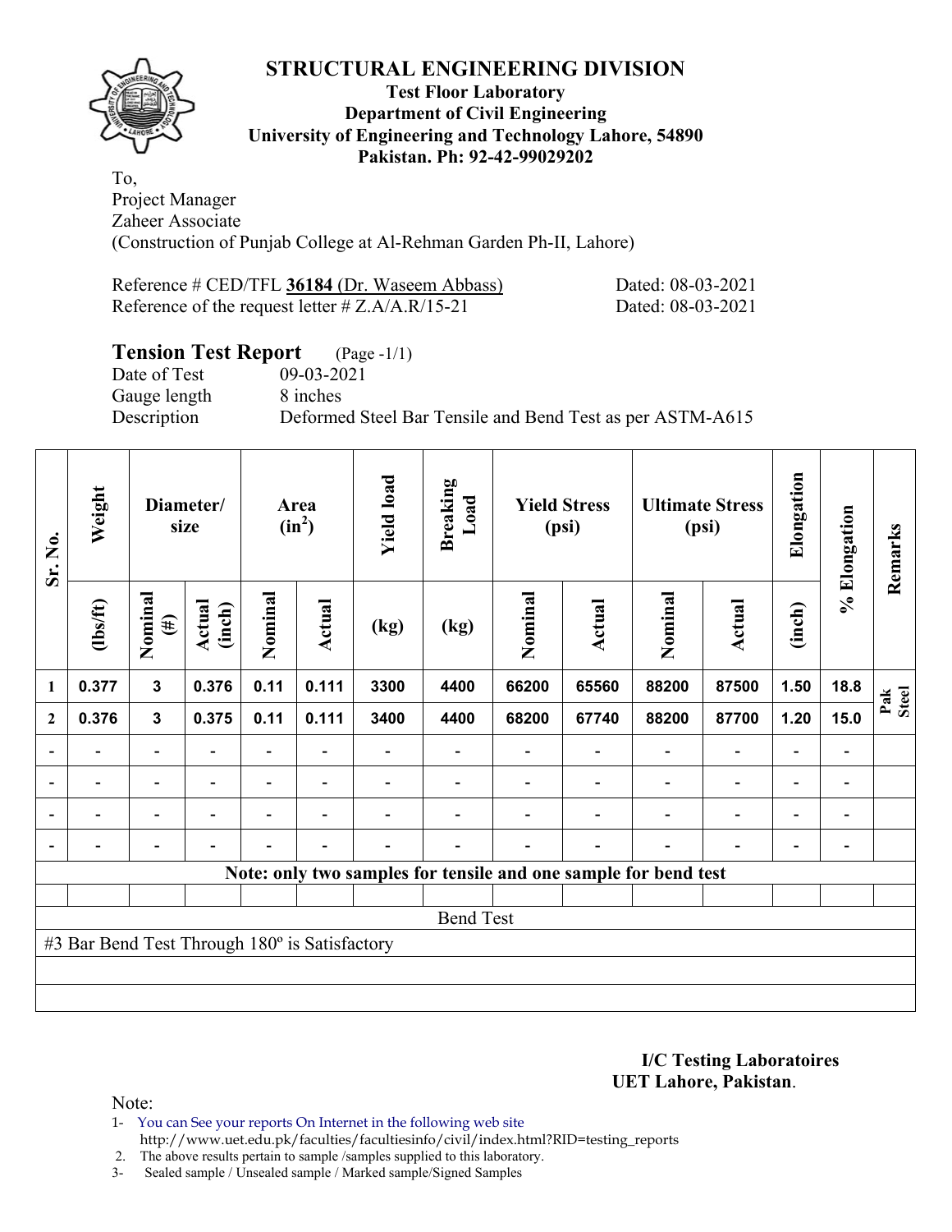# STRUCTURAL ENGINEERING DIVISION

**Test Floor Laboratory**
**Department of Civil Engineering**
**University of Engineering and Technology Lahore, 54890**
**Pakistan. Ph: 92-42-99029202**

To,
Project Manager
Zaheer Associate
(Construction of Punjab College at Al-Rehman Garden Ph-II, Lahore)

Reference # CED/TFL **36184** (Dr. Waseem Abbass) Dated: 08-03-2021
Reference of the request letter # Z.A/A.R/15-21 Dated: 08-03-2021

## Tension Test Report (Page -1/1)

Date of Test 09-03-2021
Gauge length 8 inches
Description Deformed Steel Bar Tensile and Bend Test as per ASTM-A615

| Sr. No. | Weight | Diameter/ size | | Area ($in^2$) | | Yield load | Breaking Load | Yield Stress (psi) | | Ultimate Stress (psi) | | Elongation | % Elongation | Remarks |
|---|---|---|---|---|---|---|---|---|---|---|---|---|---|---|
| | (lbs/ft) | Nominal (#) | Actual (inch) | Nominal | Actual | (kg) | (kg) | Nominal | Actual | Nominal | Actual | (inch) | | |
| 1 | 0.377 | 3 | 0.376 | 0.11 | 0.111 | 3300 | 4400 | 66200 | 65560 | 88200 | 87500 | 1.50 | 18.8 | Pak Steel |
| 2 | 0.376 | 3 | 0.375 | 0.11 | 0.111 | 3400 | 4400 | 68200 | 67740 | 88200 | 87700 | 1.20 | 15.0 | |
| - | - | - | - | - | - | - | - | - | - | - | - | - | - | |
| - | - | - | - | - | - | - | - | - | - | - | - | - | - | |
| - | - | - | - | - | - | - | - | - | - | - | - | - | - | |
| - | - | - | - | - | - | - | - | - | - | - | - | - | - | |

**Note: only two samples for tensile and one sample for bend test**

Bend Test

#3 Bar Bend Test Through 180º is Satisfactory

**I/C Testing Laboratoires**
**UET Lahore, Pakistan**.

Note:
1- You can See your reports On Internet in the following web site
http://www.uet.edu.pk/faculties/facultiesinfo/civil/index.html?RID=testing_reports
2. The above results pertain to sample /samples supplied to this laboratory.
3- Sealed sample / Unsealed sample / Marked sample/Signed Samples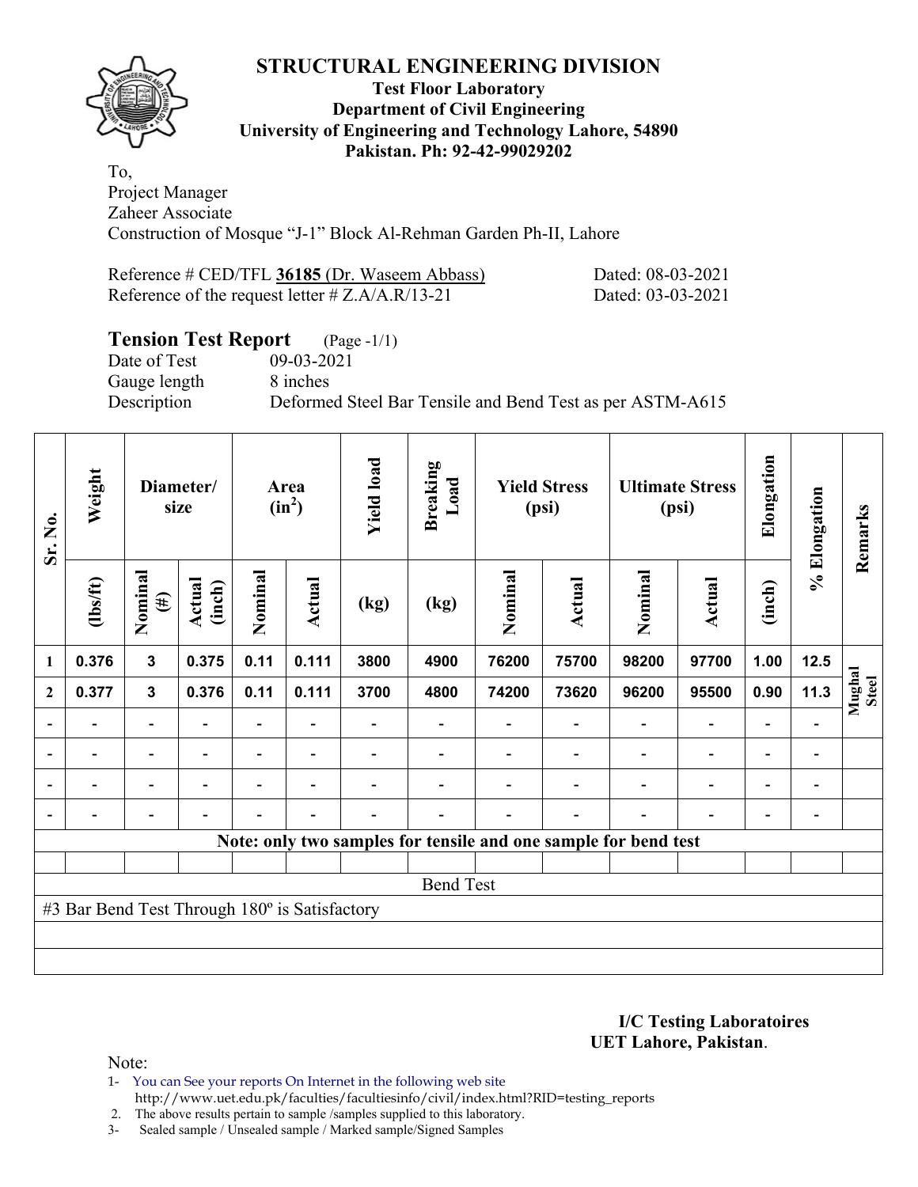# STRUCTURAL ENGINEERING DIVISION

**Test Floor Laboratory**
**Department of Civil Engineering**
**University of Engineering and Technology Lahore, 54890**
**Pakistan. Ph: 92-42-99029202**

To,
Project Manager
Zaheer Associate
Construction of Mosque "J-1" Block Al-Rehman Garden Ph-II, Lahore

Reference # CED/TFL **36185** (Dr. Waseem Abbass) Dated: 08-03-2021
Reference of the request letter # Z.A/A.R/13-21 Dated: 03-03-2021

## Tension Test Report (Page -1/1)

Date of Test 09-03-2021
Gauge length 8 inches
Description Deformed Steel Bar Tensile and Bend Test as per ASTM-A615

| Sr. No. | Weight | Diameter/ size | | Area ($in^2$) | | Yield load | Breaking Load | Yield Stress (psi) | | Ultimate Stress (psi) | | Elongation | % Elongation | Remarks |
|---|---|---|---|---|---|---|---|---|---|---|---|---|---|---|
| | (lbs/ft) | Nominal (#) | Actual (inch) | Nominal | Actual | (kg) | (kg) | Nominal | Actual | Nominal | Actual | (inch) | | |
| 1 | 0.376 | 3 | 0.375 | 0.11 | 0.111 | 3800 | 4900 | 76200 | 75700 | 98200 | 97700 | 1.00 | 12.5 | Mughal Steel |
| 2 | 0.377 | 3 | 0.376 | 0.11 | 0.111 | 3700 | 4800 | 74200 | 73620 | 96200 | 95500 | 0.90 | 11.3 | |
| - | - | - | - | - | - | - | - | - | - | - | - | - | - | |
| - | - | - | - | - | - | - | - | - | - | - | - | - | - | |
| - | - | - | - | - | - | - | - | - | - | - | - | - | - | |
| - | - | - | - | - | - | - | - | - | - | - | - | - | - | |

**Note: only two samples for tensile and one sample for bend test**

Bend Test

#3 Bar Bend Test Through 180º is Satisfactory

**I/C Testing Laboratoires**
**UET Lahore, Pakistan**.

Note:
1- You can See your reports On Internet in the following web site
http://www.uet.edu.pk/faculties/facultiesinfo/civil/index.html?RID=testing_reports
2. The above results pertain to sample /samples supplied to this laboratory.
3- Sealed sample / Unsealed sample / Marked sample/Signed Samples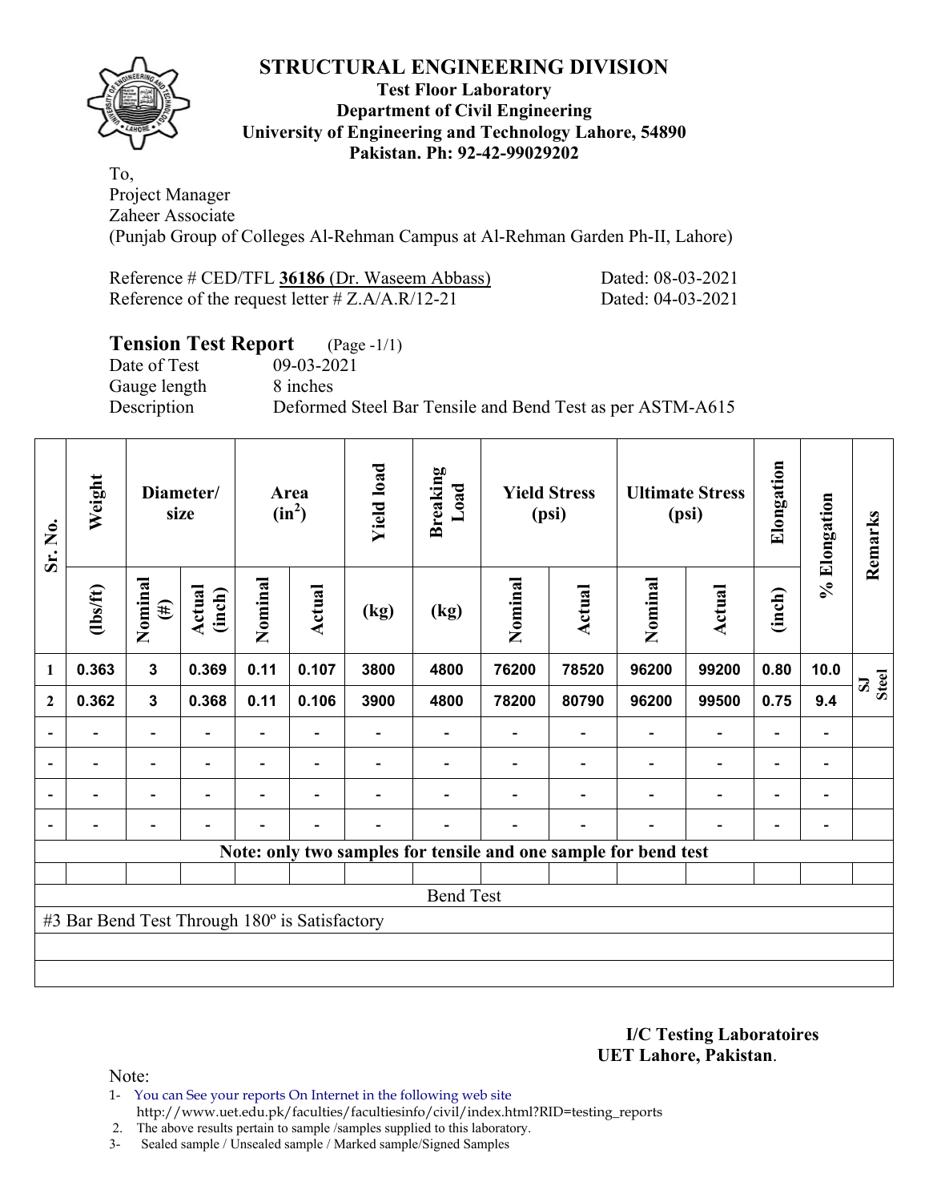# STRUCTURAL ENGINEERING DIVISION

**Test Floor Laboratory**
**Department of Civil Engineering**
**University of Engineering and Technology Lahore, 54890**
**Pakistan. Ph: 92-42-99029202**

To,
Project Manager
Zaheer Associate
(Punjab Group of Colleges Al-Rehman Campus at Al-Rehman Garden Ph-II, Lahore)

Reference # CED/TFL **36186** (Dr. Waseem Abbass) Dated: 08-03-2021
Reference of the request letter # Z.A/A.R/12-21 Dated: 04-03-2021

## Tension Test Report (Page -1/1)

Date of Test 09-03-2021
Gauge length 8 inches
Description Deformed Steel Bar Tensile and Bend Test as per ASTM-A615

| Sr. No. | Weight | Diameter/ size | | Area ($in^2$) | | Yield load | Breaking Load | Yield Stress (psi) | | Ultimate Stress (psi) | | Elongation | % Elongation | Remarks |
|---|---|---|---|---|---|---|---|---|---|---|---|---|---|---|
| | (lbs/ft) | Nominal (#) | Actual (inch) | Nominal | Actual | (kg) | (kg) | Nominal | Actual | Nominal | Actual | (inch) | | |
| 1 | 0.363 | 3 | 0.369 | 0.11 | 0.107 | 3800 | 4800 | 76200 | 78520 | 96200 | 99200 | 0.80 | 10.0 | SJ Steel |
| 2 | 0.362 | 3 | 0.368 | 0.11 | 0.106 | 3900 | 4800 | 78200 | 80790 | 96200 | 99500 | 0.75 | 9.4 | |
| - | - | - | - | - | - | - | - | - | - | - | - | - | - | |
| - | - | - | - | - | - | - | - | - | - | - | - | - | - | |
| - | - | - | - | - | - | - | - | - | - | - | - | - | - | |
| - | - | - | - | - | - | - | - | - | - | - | - | - | - | |

**Note: only two samples for tensile and one sample for bend test**

Bend Test

#3 Bar Bend Test Through 180º is Satisfactory

**I/C Testing Laboratoires**
**UET Lahore, Pakistan**.

Note:
1- You can See your reports On Internet in the following web site
http://www.uet.edu.pk/faculties/facultiesinfo/civil/index.html?RID=testing_reports
2. The above results pertain to sample /samples supplied to this laboratory.
3- Sealed sample / Unsealed sample / Marked sample/Signed Samples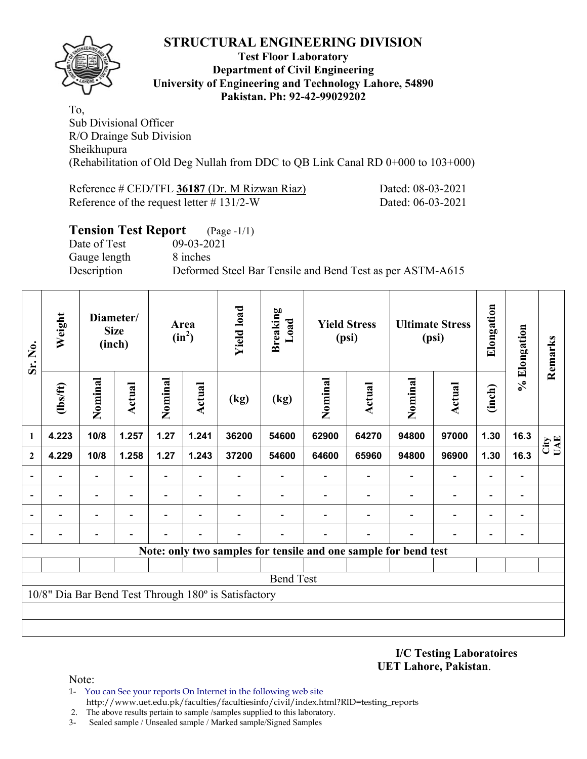# STRUCTURAL ENGINEERING DIVISION

**Test Floor Laboratory**
**Department of Civil Engineering**
**University of Engineering and Technology Lahore, 54890**
**Pakistan. Ph: 92-42-99029202**

To,
Sub Divisional Officer
R/O Drainge Sub Division
Sheikhupura
(Rehabilitation of Old Deg Nullah from DDC to QB Link Canal RD 0+000 to 103+000)

Reference # CED/TFL **36187** (Dr. M Rizwan Riaz) Dated: 08-03-2021
Reference of the request letter # 131/2-W Dated: 06-03-2021

## Tension Test Report (Page -1/1)

Date of Test 09-03-2021
Gauge length 8 inches
Description Deformed Steel Bar Tensile and Bend Test as per ASTM-A615

| Sr. No. | Weight | Diameter/ Size (inch) | | Area ($in^2$) | | Yield load | Breaking Load | Yield Stress (psi) | | Ultimate Stress (psi) | | Elongation | % Elongation | Remarks |
|---|---|---|---|---|---|---|---|---|---|---|---|---|---|---|
| | (lbs/ft) | Nominal | Actual | Nominal | Actual | (kg) | (kg) | Nominal | Actual | Nominal | Actual | (inch) | | |
| 1 | 4.223 | 10/8 | 1.257 | 1.27 | 1.241 | 36200 | 54600 | 62900 | 64270 | 94800 | 97000 | 1.30 | 16.3 | City UAE |
| 2 | 4.229 | 10/8 | 1.258 | 1.27 | 1.243 | 37200 | 54600 | 64600 | 65960 | 94800 | 96900 | 1.30 | 16.3 | |
| - | - | - | - | - | - | - | - | - | - | - | - | - | - | |
| - | - | - | - | - | - | - | - | - | - | - | - | - | - | |
| - | - | - | - | - | - | - | - | - | - | - | - | - | - | |
| - | - | - | - | - | - | - | - | - | - | - | - | - | - | |

**Note: only two samples for tensile and one sample for bend test**

Bend Test

10/8" Dia Bar Bend Test Through 180º is Satisfactory

**I/C Testing Laboratoires**
**UET Lahore, Pakistan.**

Note:
1- You can See your reports On Internet in the following web site
http://www.uet.edu.pk/faculties/facultiesinfo/civil/index.html?RID=testing_reports
2. The above results pertain to sample /samples supplied to this laboratory.
3- Sealed sample / Unsealed sample / Marked sample/Signed Samples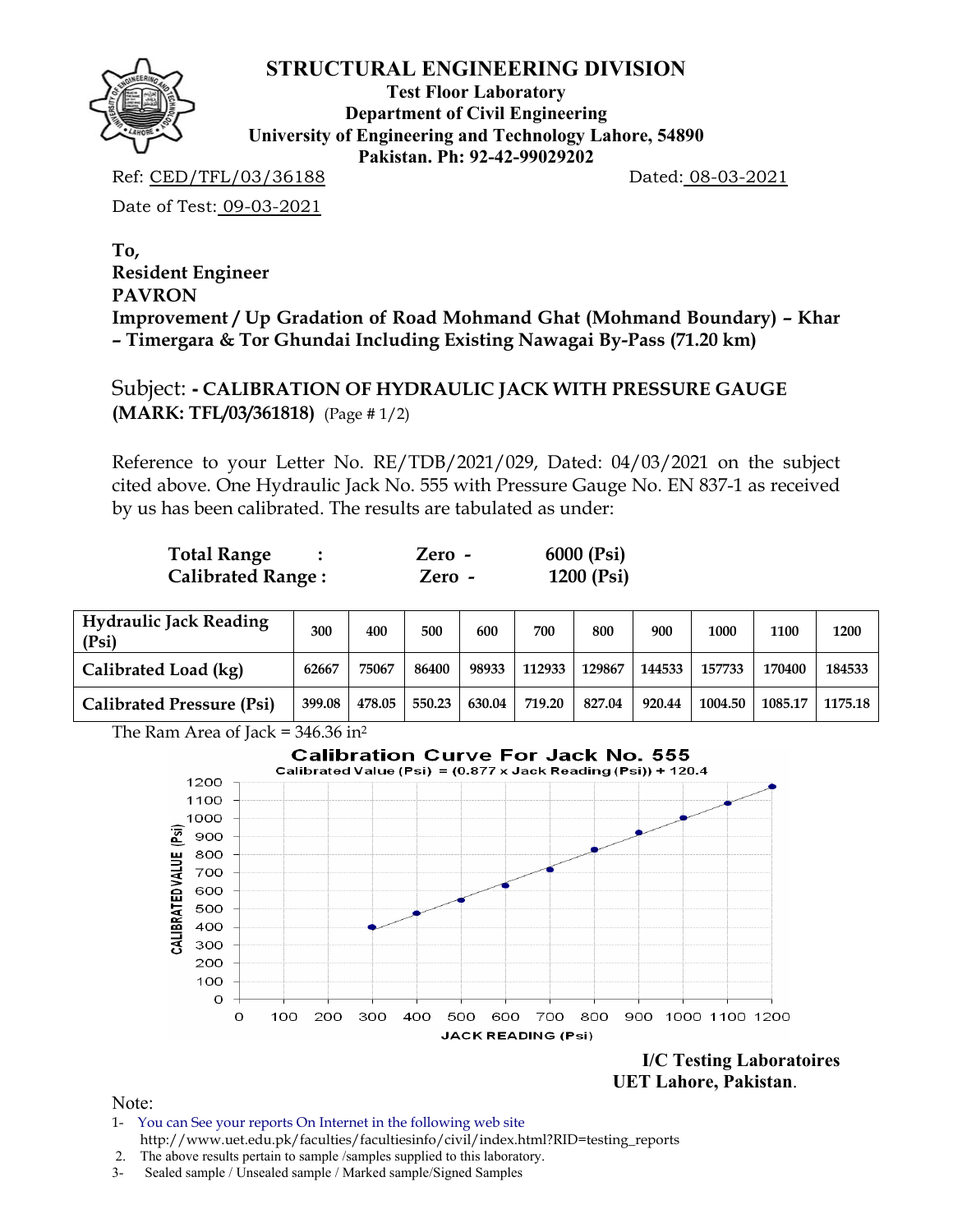# STRUCTURAL ENGINEERING DIVISION

**Test Floor Laboratory**
**Department of Civil Engineering**
**University of Engineering and Technology Lahore, 54890**
**Pakistan. Ph: 92-42-99029202**

Ref: CED/TFL/03/36188 Dated: 08-03-2021

Date of Test: 09-03-2021

**To,**
**Resident Engineer**
**PAVRON**
**Improvement / Up Gradation of Road Mohmand Ghat (Mohmand Boundary) – Khar – Timergara & Tor Ghundai Including Existing Nawagai By-Pass (71.20 km)**

Subject: **- CALIBRATION OF HYDRAULIC JACK WITH PRESSURE GAUGE (MARK: TFL/03/361818)** (Page # 1/2)

Reference to your Letter No. RE/TDB/2021/029, Dated: 04/03/2021 on the subject cited above. One Hydraulic Jack No. 555 with Pressure Gauge No. EN 837-1 as received by us has been calibrated. The results are tabulated as under:

| | | | |
|---|---|---|---|
| **Total Range** | **:** | **Zero -** | **6000 (Psi)** |
| **Calibrated Range :** | | **Zero -** | **1200 (Psi)** |

| Hydraulic Jack Reading (Psi) | 300 | 400 | 500 | 600 | 700 | 800 | 900 | 1000 | 1100 | 1200 |
|---|---|---|---|---|---|---|---|---|---|---|
| Calibrated Load (kg) | 62667 | 75067 | 86400 | 98933 | 112933 | 129867 | 144533 | 157733 | 170400 | 184533 |
| Calibrated Pressure (Psi) | 399.08 | 478.05 | 550.23 | 630.04 | 719.20 | 827.04 | 920.44 | 1004.50 | 1085.17 | 1175.18 |

The Ram Area of Jack = 346.36 $in^2$

**Calibration Curve For Jack No. 555**
Calibrated Value (Psi) = (0.877 x Jack Reading (Psi)) + 120.4

**I/C Testing Laboratoires**
**UET Lahore, Pakistan**.

Note:
1- You can See your reports On Internet in the following web site
http://www.uet.edu.pk/faculties/facultiesinfo/civil/index.html?RID=testing_reports
2. The above results pertain to sample /samples supplied to this laboratory.
3- Sealed sample / Unsealed sample / Marked sample/Signed Samples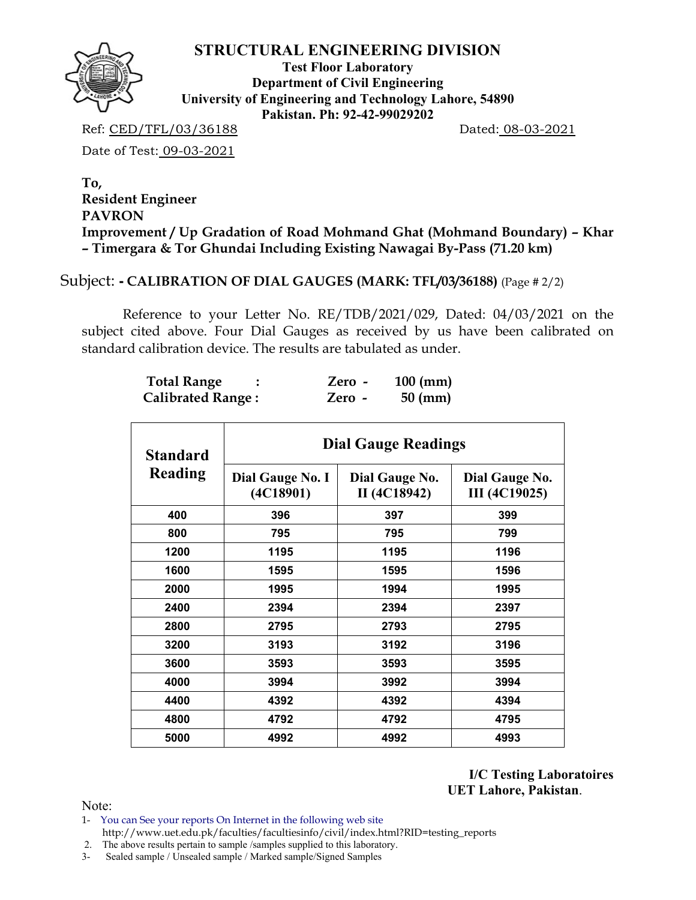# STRUCTURAL ENGINEERING DIVISION

**Test Floor Laboratory**
**Department of Civil Engineering**
**University of Engineering and Technology Lahore, 54890**
**Pakistan. Ph: 92-42-99029202**

Ref: CED/TFL/03/36188 Dated: 08-03-2021

Date of Test: 09-03-2021

**To,**
**Resident Engineer**
**PAVRON**
**Improvement / Up Gradation of Road Mohmand Ghat (Mohmand Boundary) – Khar – Timergara & Tor Ghundai Including Existing Nawagai By-Pass (71.20 km)**

Subject: **- CALIBRATION OF DIAL GAUGES (MARK: TFL/03/36188)** (Page # 2/2)

Reference to your Letter No. RE/TDB/2021/029, Dated: 04/03/2021 on the subject cited above. Four Dial Gauges as received by us have been calibrated on standard calibration device. The results are tabulated as under.

**Total Range : Zero - 100 (mm)**
**Calibrated Range : Zero - 50 (mm)**

| Standard Reading | Dial Gauge Readings | | |
|---|---|---|---|
| | Dial Gauge No. I (4C18901) | Dial Gauge No. II (4C18942) | Dial Gauge No. III (4C19025) |
| 400 | 396 | 397 | 399 |
| 800 | 795 | 795 | 799 |
| 1200 | 1195 | 1195 | 1196 |
| 1600 | 1595 | 1595 | 1596 |
| 2000 | 1995 | 1994 | 1995 |
| 2400 | 2394 | 2394 | 2397 |
| 2800 | 2795 | 2793 | 2795 |
| 3200 | 3193 | 3192 | 3196 |
| 3600 | 3593 | 3593 | 3595 |
| 4000 | 3994 | 3992 | 3994 |
| 4400 | 4392 | 4392 | 4394 |
| 4800 | 4792 | 4792 | 4795 |
| 5000 | 4992 | 4992 | 4993 |

**I/C Testing Laboratoires**
**UET Lahore, Pakistan.**

Note:
1- You can See your reports On Internet in the following web site
http://www.uet.edu.pk/faculties/facultiesinfo/civil/index.html?RID=testing_reports
2. The above results pertain to sample /samples supplied to this laboratory.
3- Sealed sample / Unsealed sample / Marked sample/Signed Samples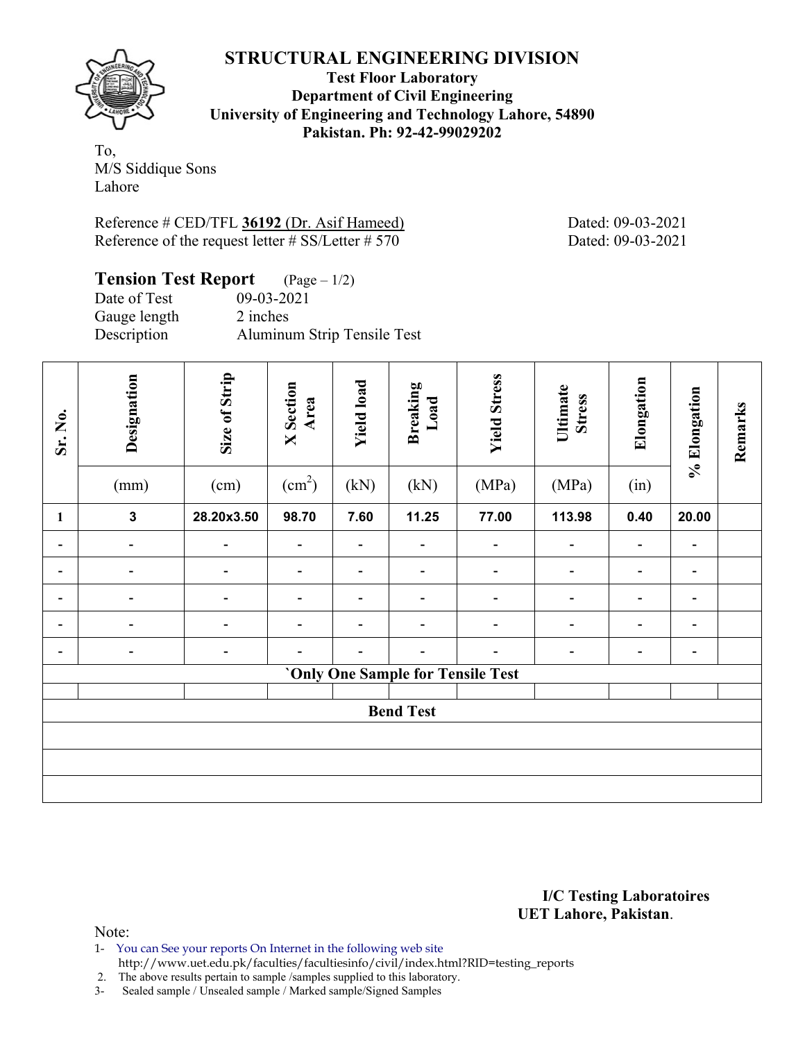# STRUCTURAL ENGINEERING DIVISION

**Test Floor Laboratory**
**Department of Civil Engineering**
**University of Engineering and Technology Lahore, 54890**
**Pakistan. Ph: 92-42-99029202**

To,
M/S Siddique Sons
Lahore

Reference # CED/TFL **36192** (Dr. Asif Hameed) Dated: 09-03-2021
Reference of the request letter # SS/Letter # 570 Dated: 09-03-2021

## Tension Test Report (Page – 1/2)

Date of Test 09-03-2021
Gauge length 2 inches
Description Aluminum Strip Tensile Test

| Sr. No. | Designation | Size of Strip | X Section Area | Yield load | Breaking Load | Yield Stress | Ultimate Stress | Elongation | % Elongation | Remarks |
|---|---|---|---|---|---|---|---|---|---|---|
| | (mm) | (cm) | ($cm^2$) | (kN) | (kN) | (MPa) | (MPa) | (in) | | |
| **1** | **3** | **28.20x3.50** | **98.70** | **7.60** | **11.25** | **77.00** | **113.98** | **0.40** | **20.00** | |
| - | - | - | - | - | - | - | - | - | - | |
| - | - | - | - | - | - | - | - | - | - | |
| - | - | - | - | - | - | - | - | - | - | |
| - | - | - | - | - | - | - | - | - | - | |
| - | - | - | - | - | - | - | - | - | - | |
| **`Only One Sample for Tensile Test** | | | | | | | | | | |
| | | | | | | | | | | |
| **Bend Test** | | | | | | | | | | |
| | | | | | | | | | | |
| | | | | | | | | | | |
| | | | | | | | | | | |

**I/C Testing Laboratoires**
**UET Lahore, Pakistan**.

Note:
1- You can See your reports On Internet in the following web site
http://www.uet.edu.pk/faculties/facultiesinfo/civil/index.html?RID=testing_reports
2. The above results pertain to sample /samples supplied to this laboratory.
3- Sealed sample / Unsealed sample / Marked sample/Signed Samples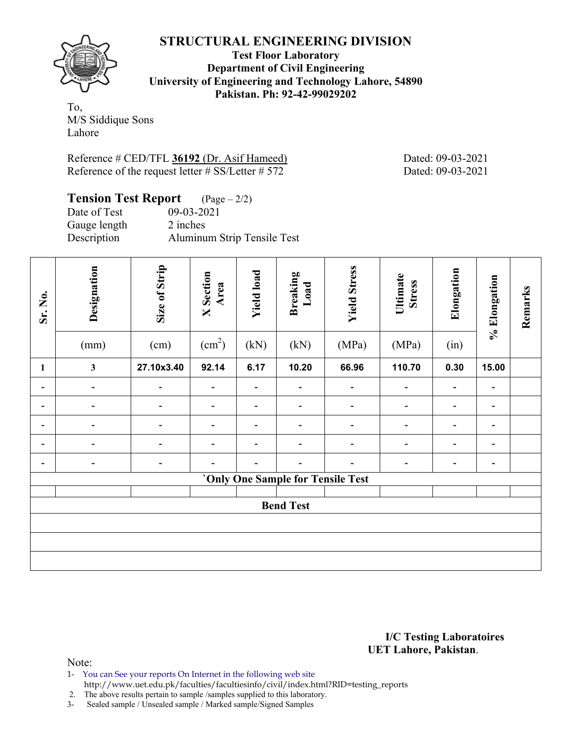**STRUCTURAL ENGINEERING DIVISION**
**Test Floor Laboratory**
**Department of Civil Engineering**
**University of Engineering and Technology Lahore, 54890**
**Pakistan. Ph: 92-42-99029202**

To,
M/S Siddique Sons
Lahore

Reference # CED/TFL **36192** (Dr. Asif Hameed) Dated: 09-03-2021
Reference of the request letter # SS/Letter # 572 Dated: 09-03-2021

## Tension Test Report (Page – 2/2)

Date of Test 09-03-2021
Gauge length 2 inches
Description Aluminum Strip Tensile Test

| Sr. No. | Designation | Size of Strip | X Section Area | Yield load | Breaking Load | Yield Stress | Ultimate Stress | Elongation | % Elongation | Remarks |
|---|---|---|---|---|---|---|---|---|---|---|
| | (mm) | (cm) | ($cm^2$) | (kN) | (kN) | (MPa) | (MPa) | (in) | | |
| **1** | **3** | **27.10x3.40** | **92.14** | **6.17** | **10.20** | **66.96** | **110.70** | **0.30** | **15.00** | |
| - | - | - | - | - | - | - | - | - | - | |
| - | - | - | - | - | - | - | - | - | - | |
| - | - | - | - | - | - | - | - | - | - | |
| - | - | - | - | - | - | - | - | - | - | |
| - | - | - | - | - | - | - | - | - | - | |
| **`Only One Sample for Tensile Test** | | | | | | | | | | |
| | | | | | | | | | | |
| **Bend Test** | | | | | | | | | | |
| | | | | | | | | | | |
| | | | | | | | | | | |
| | | | | | | | | | | |

**I/C Testing Laboratoires**
**UET Lahore, Pakistan**.

Note:
1- You can See your reports On Internet in the following web site
http://www.uet.edu.pk/faculties/facultiesinfo/civil/index.html?RID=testing_reports
2. The above results pertain to sample /samples supplied to this laboratory.
3- Sealed sample / Unsealed sample / Marked sample/Signed Samples